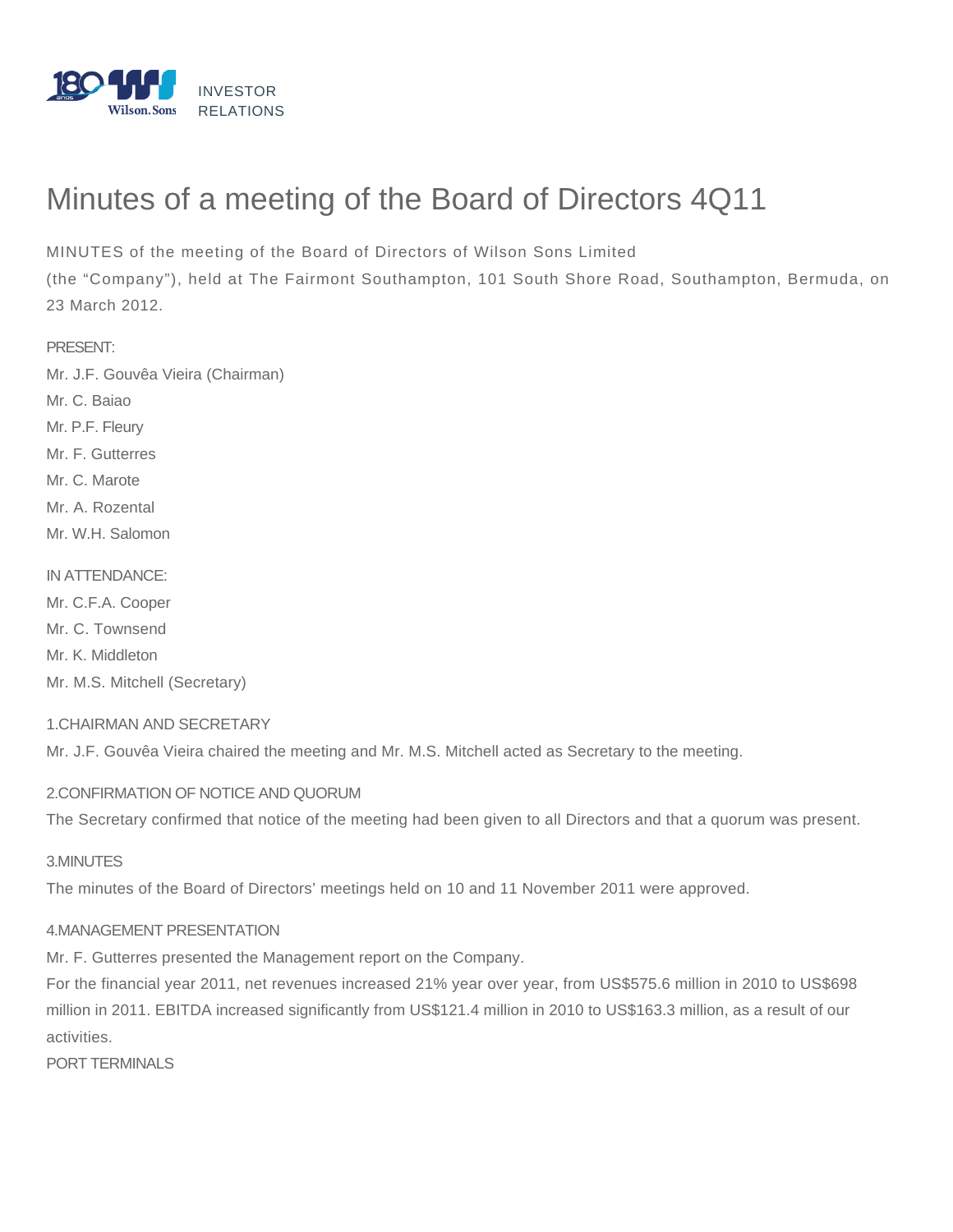INVESTOR RELATIONS

# Minutes of a meeting of the Board of Directors 4Q11

MINUTES of the meeting of the Board of Directors of Wilson Sons Limited
(the “Company”), held at The Fairmont Southampton, 101 South Shore Road, Southampton, Bermuda, on 23 March 2012.

PRESENT:

Mr. J.F. Gouvêa Vieira (Chairman)
Mr. C. Baiao
Mr. P.F. Fleury
Mr. F. Gutterres
Mr. C. Marote
Mr. A. Rozental
Mr. W.H. Salomon

IN ATTENDANCE:

Mr. C.F.A. Cooper
Mr. C. Townsend
Mr. K. Middleton
Mr. M.S. Mitchell (Secretary)

## 1.CHAIRMAN AND SECRETARY

Mr. J.F. Gouvêa Vieira chaired the meeting and Mr. M.S. Mitchell acted as Secretary to the meeting.

## 2.CONFIRMATION OF NOTICE AND QUORUM

The Secretary confirmed that notice of the meeting had been given to all Directors and that a quorum was present.

## 3.MINUTES

The minutes of the Board of Directors’ meetings held on 10 and 11 November 2011 were approved.

## 4.MANAGEMENT PRESENTATION

Mr. F. Gutterres presented the Management report on the Company.

For the financial year 2011, net revenues increased 21% year over year, from US$575.6 million in 2010 to US$698 million in 2011. EBITDA increased significantly from US$121.4 million in 2010 to US$163.3 million, as a result of our activities.

PORT TERMINALS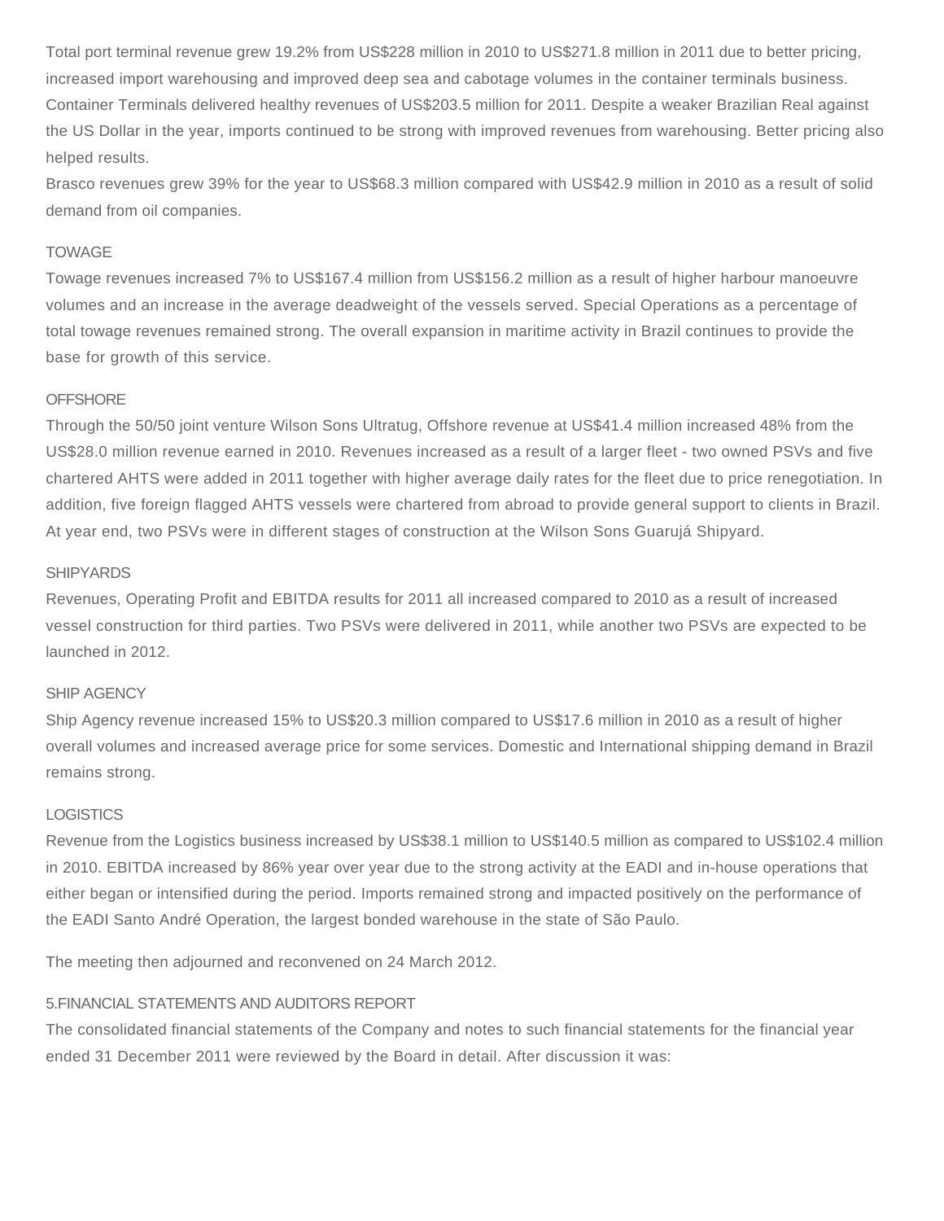Total port terminal revenue grew 19.2% from US$228 million in 2010 to US$271.8 million in 2011 due to better pricing, increased import warehousing and improved deep sea and cabotage volumes in the container terminals business. Container Terminals delivered healthy revenues of US$203.5 million for 2011. Despite a weaker Brazilian Real against the US Dollar in the year, imports continued to be strong with improved revenues from warehousing. Better pricing also helped results.

Brasco revenues grew 39% for the year to US$68.3 million compared with US$42.9 million in 2010 as a result of solid demand from oil companies.

### TOWAGE

Towage revenues increased 7% to US$167.4 million from US$156.2 million as a result of higher harbour manoeuvre volumes and an increase in the average deadweight of the vessels served. Special Operations as a percentage of total towage revenues remained strong. The overall expansion in maritime activity in Brazil continues to provide the base for growth of this service.

### OFFSHORE

Through the 50/50 joint venture Wilson Sons Ultratug, Offshore revenue at US$41.4 million increased 48% from the US$28.0 million revenue earned in 2010. Revenues increased as a result of a larger fleet - two owned PSVs and five chartered AHTS were added in 2011 together with higher average daily rates for the fleet due to price renegotiation. In addition, five foreign flagged AHTS vessels were chartered from abroad to provide general support to clients in Brazil. At year end, two PSVs were in different stages of construction at the Wilson Sons Guarujá Shipyard.

### SHIPYARDS

Revenues, Operating Profit and EBITDA results for 2011 all increased compared to 2010 as a result of increased vessel construction for third parties. Two PSVs were delivered in 2011, while another two PSVs are expected to be launched in 2012.

### SHIP AGENCY

Ship Agency revenue increased 15% to US$20.3 million compared to US$17.6 million in 2010 as a result of higher overall volumes and increased average price for some services. Domestic and International shipping demand in Brazil remains strong.

### LOGISTICS

Revenue from the Logistics business increased by US$38.1 million to US$140.5 million as compared to US$102.4 million in 2010. EBITDA increased by 86% year over year due to the strong activity at the EADI and in-house operations that either began or intensified during the period. Imports remained strong and impacted positively on the performance of the EADI Santo André Operation, the largest bonded warehouse in the state of São Paulo.

The meeting then adjourned and reconvened on 24 March 2012.

## 5.FINANCIAL STATEMENTS AND AUDITORS REPORT

The consolidated financial statements of the Company and notes to such financial statements for the financial year ended 31 December 2011 were reviewed by the Board in detail. After discussion it was: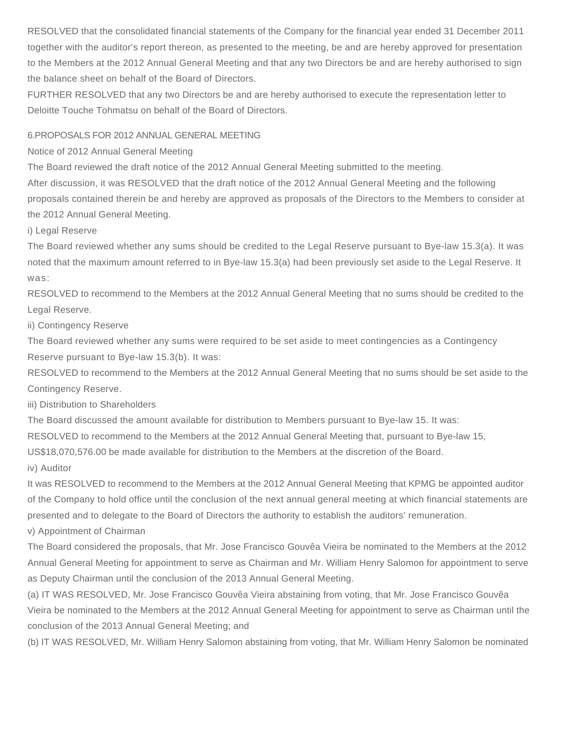RESOLVED that the consolidated financial statements of the Company for the financial year ended 31 December 2011 together with the auditor's report thereon, as presented to the meeting, be and are hereby approved for presentation to the Members at the 2012 Annual General Meeting and that any two Directors be and are hereby authorised to sign the balance sheet on behalf of the Board of Directors.

FURTHER RESOLVED that any two Directors be and are hereby authorised to execute the representation letter to Deloitte Touche Tohmatsu on behalf of the Board of Directors.

## 6.PROPOSALS FOR 2012 ANNUAL GENERAL MEETING

Notice of 2012 Annual General Meeting

The Board reviewed the draft notice of the 2012 Annual General Meeting submitted to the meeting.

After discussion, it was RESOLVED that the draft notice of the 2012 Annual General Meeting and the following proposals contained therein be and hereby are approved as proposals of the Directors to the Members to consider at the 2012 Annual General Meeting.

i) Legal Reserve

The Board reviewed whether any sums should be credited to the Legal Reserve pursuant to Bye-law 15.3(a). It was noted that the maximum amount referred to in Bye-law 15.3(a) had been previously set aside to the Legal Reserve. It was:

RESOLVED to recommend to the Members at the 2012 Annual General Meeting that no sums should be credited to the Legal Reserve.

ii) Contingency Reserve

The Board reviewed whether any sums were required to be set aside to meet contingencies as a Contingency Reserve pursuant to Bye-law 15.3(b). It was:

RESOLVED to recommend to the Members at the 2012 Annual General Meeting that no sums should be set aside to the Contingency Reserve.

iii) Distribution to Shareholders

The Board discussed the amount available for distribution to Members pursuant to Bye-law 15. It was:

RESOLVED to recommend to the Members at the 2012 Annual General Meeting that, pursuant to Bye-law 15, US$18,070,576.00 be made available for distribution to the Members at the discretion of the Board.

iv) Auditor

It was RESOLVED to recommend to the Members at the 2012 Annual General Meeting that KPMG be appointed auditor of the Company to hold office until the conclusion of the next annual general meeting at which financial statements are presented and to delegate to the Board of Directors the authority to establish the auditors' remuneration.

v) Appointment of Chairman

The Board considered the proposals, that Mr. Jose Francisco Gouvêa Vieira be nominated to the Members at the 2012 Annual General Meeting for appointment to serve as Chairman and Mr. William Henry Salomon for appointment to serve as Deputy Chairman until the conclusion of the 2013 Annual General Meeting.

(a) IT WAS RESOLVED, Mr. Jose Francisco Gouvêa Vieira abstaining from voting, that Mr. Jose Francisco Gouvêa Vieira be nominated to the Members at the 2012 Annual General Meeting for appointment to serve as Chairman until the conclusion of the 2013 Annual General Meeting; and

(b) IT WAS RESOLVED, Mr. William Henry Salomon abstaining from voting, that Mr. William Henry Salomon be nominated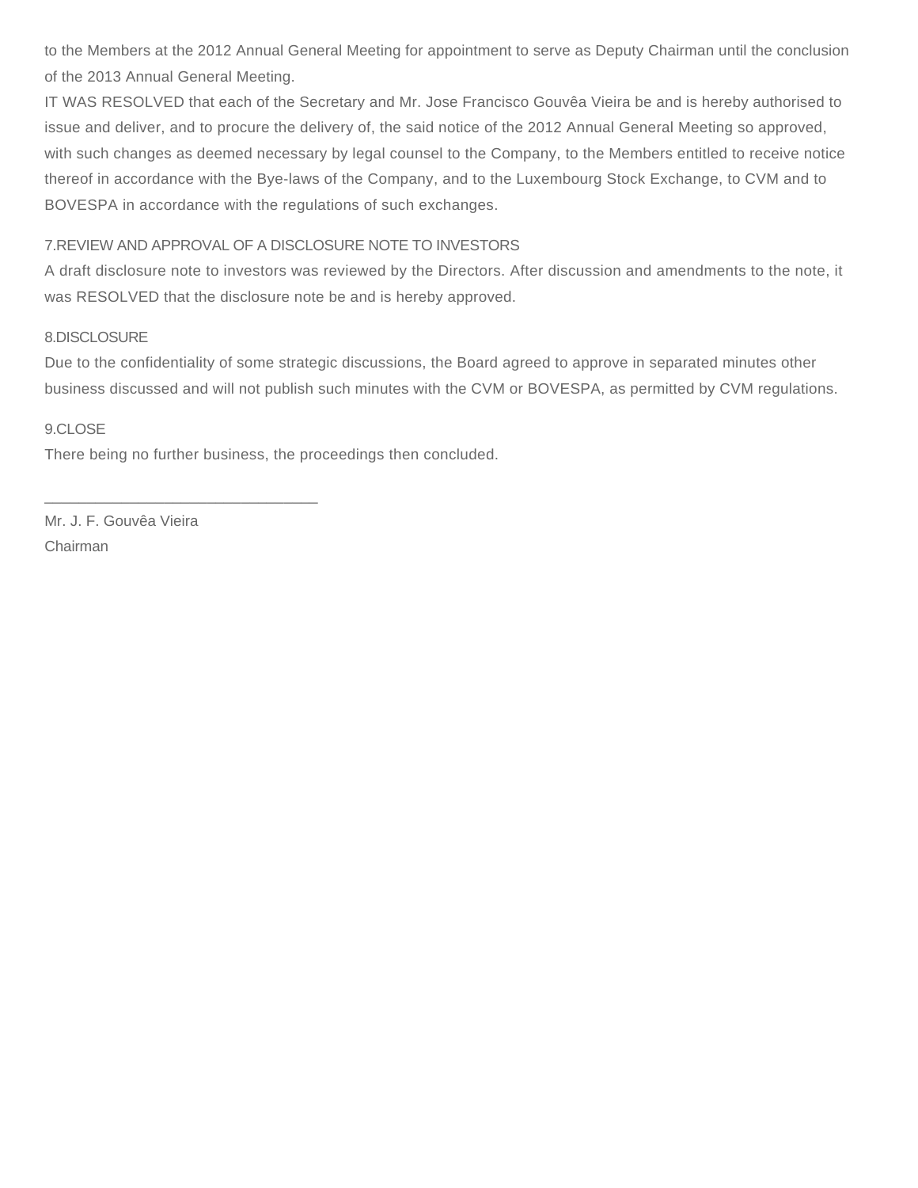to the Members at the 2012 Annual General Meeting for appointment to serve as Deputy Chairman until the conclusion of the 2013 Annual General Meeting.

IT WAS RESOLVED that each of the Secretary and Mr. Jose Francisco Gouvêa Vieira be and is hereby authorised to issue and deliver, and to procure the delivery of, the said notice of the 2012 Annual General Meeting so approved, with such changes as deemed necessary by legal counsel to the Company, to the Members entitled to receive notice thereof in accordance with the Bye-laws of the Company, and to the Luxembourg Stock Exchange, to CVM and to BOVESPA in accordance with the regulations of such exchanges.

7.REVIEW AND APPROVAL OF A DISCLOSURE NOTE TO INVESTORS

A draft disclosure note to investors was reviewed by the Directors. After discussion and amendments to the note, it was RESOLVED that the disclosure note be and is hereby approved.

8.DISCLOSURE

Due to the confidentiality of some strategic discussions, the Board agreed to approve in separated minutes other business discussed and will not publish such minutes with the CVM or BOVESPA, as permitted by CVM regulations.

9.CLOSE

There being no further business, the proceedings then concluded.

______________________________

Mr. J. F. Gouvêa Vieira

Chairman